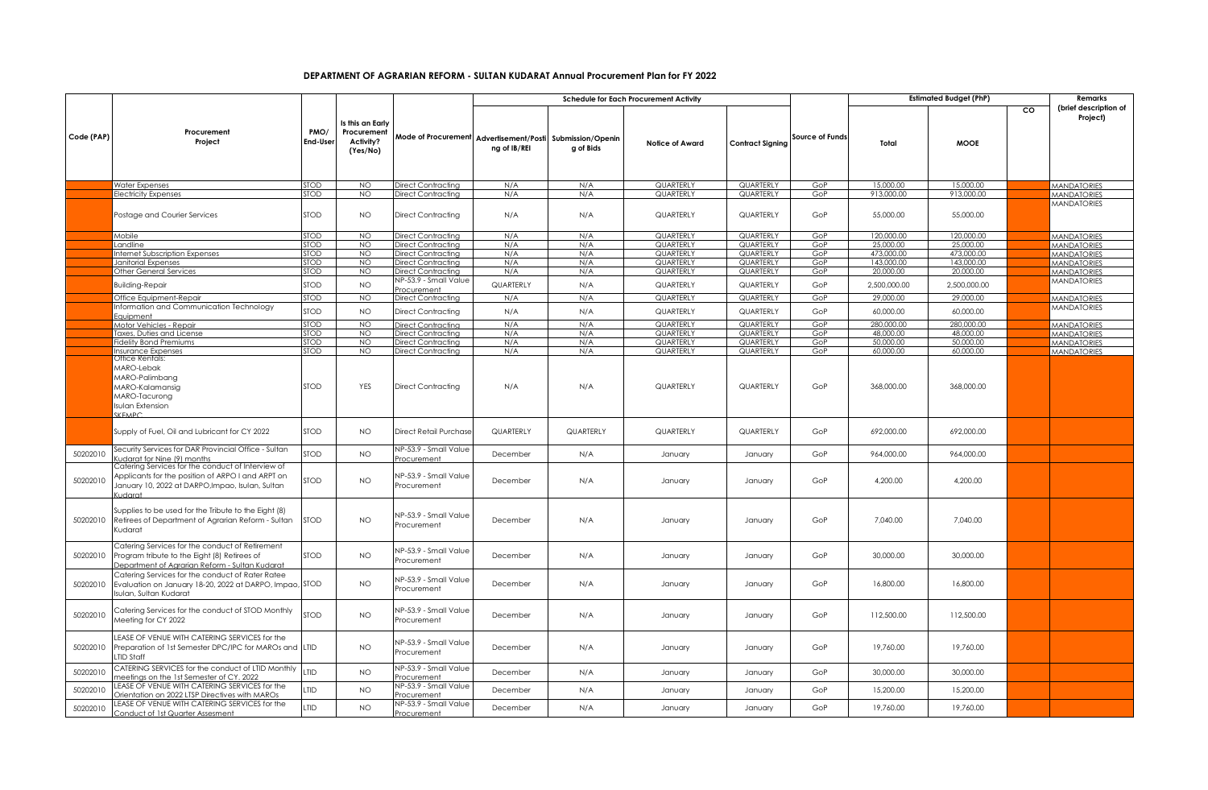# DEPARTMENT OF AGRARIAN REFORM - SULTAN KUDARAT Annual Procurement Plan for FY 2022

| Code (PAP) | Procurement Project | PMO/ End-User | Is this an Early Procurement Activity? (Yes/No) | Mode of Procurement | Schedule for Each Procurement Activity | | | | Source of Funds | Estimated Budget (PhP) | | | Remarks (brief description of Project) |
|---|---|---|---|---|---|---|---|---|---|---|---|---|---|
| | | | | | Advertisement/Posting of IB/REI | Submission/Opening of Bids | Notice of Award | Contract Signing | | Total | MOOE | CO | |
| | Water Expenses | STOD | NO | Direct Contracting | N/A | N/A | QUARTERLY | QUARTERLY | GoP | 15,000.00 | 15,000.00 | | MANDATORIES |
| | Electricity Expenses | STOD | NO | Direct Contracting | N/A | N/A | QUARTERLY | QUARTERLY | GoP | 913,000.00 | 913,000.00 | | MANDATORIES |
| | Postage and Courier Services | STOD | NO | Direct Contracting | N/A | N/A | QUARTERLY | QUARTERLY | GoP | 55,000.00 | 55,000.00 | | MANDATORIES |
| | Mobile | STOD | NO | Direct Contracting | N/A | N/A | QUARTERLY | QUARTERLY | GoP | 120,000.00 | 120,000.00 | | MANDATORIES |
| | Landline | STOD | NO | Direct Contracting | N/A | N/A | QUARTERLY | QUARTERLY | GoP | 25,000.00 | 25,000.00 | | MANDATORIES |
| | Internet Subscription Expenses | STOD | NO | Direct Contracting | N/A | N/A | QUARTERLY | QUARTERLY | GoP | 473,000.00 | 473,000.00 | | MANDATORIES |
| | Janitorial Expenses | STOD | NO | Direct Contracting | N/A | N/A | QUARTERLY | QUARTERLY | GoP | 143,000.00 | 143,000.00 | | MANDATORIES |
| | Other General Services | STOD | NO | Direct Contracting | N/A | N/A | QUARTERLY | QUARTERLY | GoP | 20,000.00 | 20,000.00 | | MANDATORIES |
| | Building-Repair | STOD | NO | NP-53.9 - Small Value Procurement | QUARTERLY | N/A | QUARTERLY | QUARTERLY | GoP | 2,500,000.00 | 2,500,000.00 | | MANDATORIES |
| | Office Equipment-Repair | STOD | NO | Direct Contracting | N/A | N/A | QUARTERLY | QUARTERLY | GoP | 29,000.00 | 29,000.00 | | MANDATORIES |
| | Information and Communication Technology Equipment | STOD | NO | Direct Contracting | N/A | N/A | QUARTERLY | QUARTERLY | GoP | 60,000.00 | 60,000.00 | | MANDATORIES |
| | Motor Vehicles - Repair | STOD | NO | Direct Contracting | N/A | N/A | QUARTERLY | QUARTERLY | GoP | 280,000.00 | 280,000.00 | | MANDATORIES |
| | Taxes, Duties and License | STOD | NO | Direct Contracting | N/A | N/A | QUARTERLY | QUARTERLY | GoP | 48,000.00 | 48,000.00 | | MANDATORIES |
| | Fidelity Bond Premiums | STOD | NO | Direct Contracting | N/A | N/A | QUARTERLY | QUARTERLY | GoP | 50,000.00 | 50,000.00 | | MANDATORIES |
| | Insurance Expenses | STOD | NO | Direct Contracting | N/A | N/A | QUARTERLY | QUARTERLY | GoP | 60,000.00 | 60,000.00 | | MANDATORIES |
| | Office Rentals: MARO-Lebak MARO-Palimbang MARO-Kalamansig MARO-Tacurong Isulan Extension SKEMPC | STOD | YES | Direct Contracting | N/A | N/A | QUARTERLY | QUARTERLY | GoP | 368,000.00 | 368,000.00 | | |
| | Supply of Fuel, Oil and Lubricant for CY 2022 | STOD | NO | Direct Retail Purchase | QUARTERLY | QUARTERLY | QUARTERLY | QUARTERLY | GoP | 692,000.00 | 692,000.00 | | |
| 50202010 | Security Services for DAR Provincial Office - Sultan Kudarat for Nine (9) months | STOD | NO | NP-53.9 - Small Value Procurement | December | N/A | January | January | GoP | 964,000.00 | 964,000.00 | | |
| 50202010 | Catering Services for the conduct of Interview of Applicants for the position of ARPO I and ARPT on January 10, 2022 at DARPO,Impao, Isulan, Sultan Kudarat | STOD | NO | NP-53.9 - Small Value Procurement | December | N/A | January | January | GoP | 4,200.00 | 4,200.00 | | |
| 50202010 | Supplies to be used for the Tribute to the Eight (8) Retirees of Department of Agrarian Reform - Sultan Kudarat | STOD | NO | NP-53.9 - Small Value Procurement | December | N/A | January | January | GoP | 7,040.00 | 7,040.00 | | |
| 50202010 | Catering Services for the conduct of Retirement Program tribute to the Eight (8) Retirees of Department of Agrarian Reform - Sultan Kudarat | STOD | NO | NP-53.9 - Small Value Procurement | December | N/A | January | January | GoP | 30,000.00 | 30,000.00 | | |
| 50202010 | Catering Services for the conduct of Rater Ratee Evaluation on January 18-20, 2022 at DARPO, Impao, Isulan, Sultan Kudarat | STOD | NO | NP-53.9 - Small Value Procurement | December | N/A | January | January | GoP | 16,800.00 | 16,800.00 | | |
| 50202010 | Catering Services for the conduct of STOD Monthly Meeting for CY 2022 | STOD | NO | NP-53.9 - Small Value Procurement | December | N/A | January | January | GoP | 112,500.00 | 112,500.00 | | |
| 50202010 | LEASE OF VENUE WITH CATERING SERVICES for the Preparation of 1st Semester DPC/IPC for MAROs and LTID Staff | LTID | NO | NP-53.9 - Small Value Procurement | December | N/A | January | January | GoP | 19,760.00 | 19,760.00 | | |
| 50202010 | CATERING SERVICES for the conduct of LTID Monthly meetings on the 1st Semester of CY. 2022 | LTID | NO | NP-53.9 - Small Value Procurement | December | N/A | January | January | GoP | 30,000.00 | 30,000.00 | | |
| 50202010 | LEASE OF VENUE WITH CATERING SERVICES for the Orientation on 2022 LTSP Directives with MAROs | LTID | NO | NP-53.9 - Small Value Procurement | December | N/A | January | January | GoP | 15,200.00 | 15,200.00 | | |
| 50202010 | LEASE OF VENUE WITH CATERING SERVICES for the Conduct of 1st Quarter Assesment | LTID | NO | NP-53.9 - Small Value Procurement | December | N/A | January | January | GoP | 19,760.00 | 19,760.00 | | |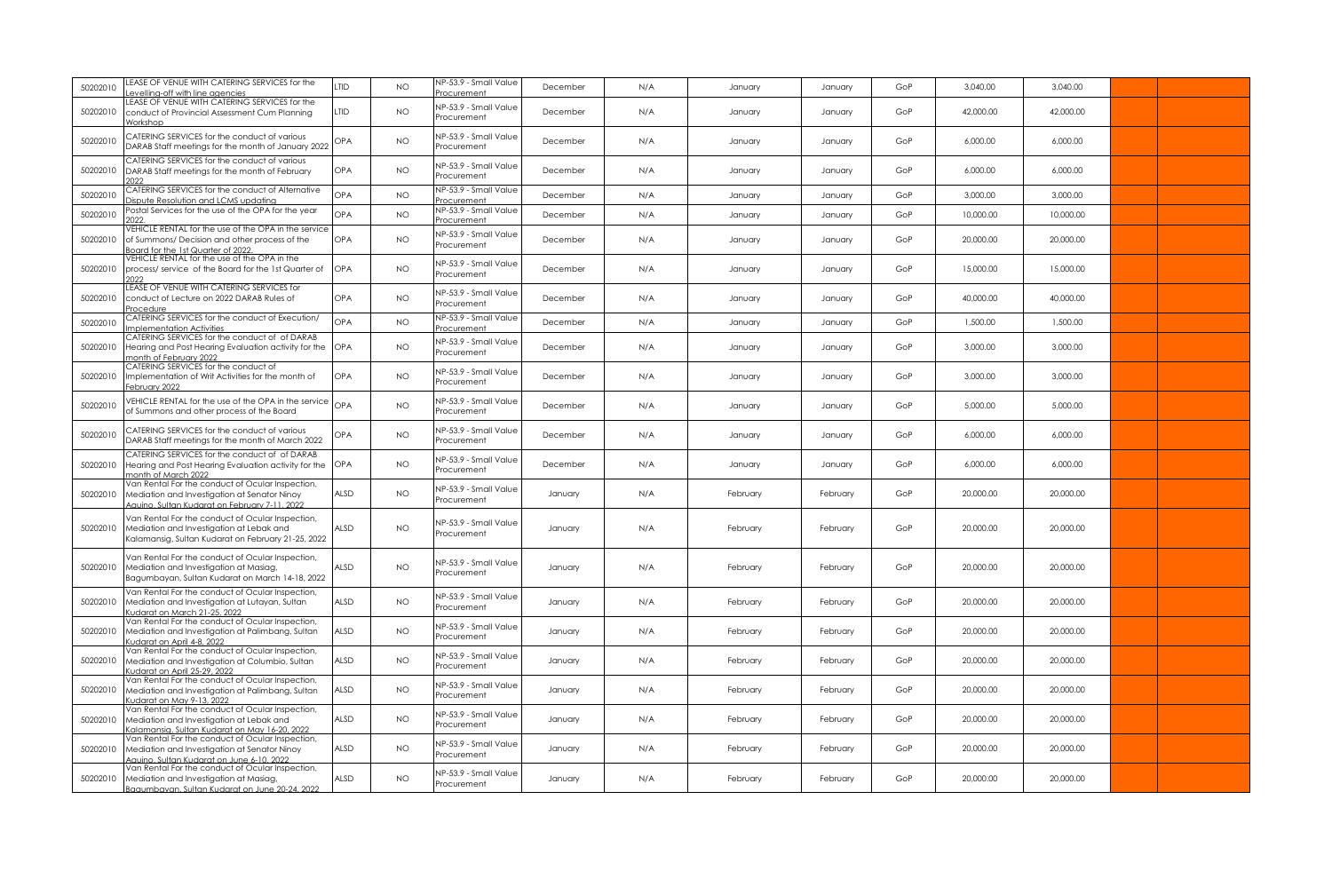| | | | | | | | | | | | | | |
|---|---|---|---|---|---|---|---|---|---|---|---|---|---|
| 50202010 | LEASE OF VENUE WITH CATERING SERVICES for the Levelling-off with line agencies | LTID | NO | NP-53.9 - Small Value Procurement | December | N/A | January | January | GoP | 3,040.00 | 3,040.00 | | |
| 50202010 | LEASE OF VENUE WITH CATERING SERVICES for the conduct of Provincial Assessment Cum Planning Workshop | LTID | NO | NP-53.9 - Small Value Procurement | December | N/A | January | January | GoP | 42,000.00 | 42,000.00 | | |
| 50202010 | CATERING SERVICES for the conduct of various DARAB Staff meetings for the month of January 2022 | OPA | NO | NP-53.9 - Small Value Procurement | December | N/A | January | January | GoP | 6,000.00 | 6,000.00 | | |
| 50202010 | CATERING SERVICES for the conduct of various DARAB Staff meetings for the month of February 2022 | OPA | NO | NP-53.9 - Small Value Procurement | December | N/A | January | January | GoP | 6,000.00 | 6,000.00 | | |
| 50202010 | CATERING SERVICES for the conduct of Alternative Dispute Resolution and LCMS updating | OPA | NO | NP-53.9 - Small Value Procurement | December | N/A | January | January | GoP | 3,000.00 | 3,000.00 | | |
| 50202010 | Postal Services for the use of the OPA for the year 2022. | OPA | NO | NP-53.9 - Small Value Procurement | December | N/A | January | January | GoP | 10,000.00 | 10,000.00 | | |
| 50202010 | VEHICLE RENTAL for the use of the OPA in the service of Summons/ Decision and other process of the Board for the 1st Quarter of 2022. | OPA | NO | NP-53.9 - Small Value Procurement | December | N/A | January | January | GoP | 20,000.00 | 20,000.00 | | |
| 50202010 | VEHICLE RENTAL for the use of the OPA in the process/ service of the Board for the 1st Quarter of 2022 | OPA | NO | NP-53.9 - Small Value Procurement | December | N/A | January | January | GoP | 15,000.00 | 15,000.00 | | |
| 50202010 | LEASE OF VENUE WITH CATERING SERVICES for conduct of Lecture on 2022 DARAB Rules of Procedure | OPA | NO | NP-53.9 - Small Value Procurement | December | N/A | January | January | GoP | 40,000.00 | 40,000.00 | | |
| 50202010 | CATERING SERVICES for the conduct of Execution/ Implementation Activities | OPA | NO | NP-53.9 - Small Value Procurement | December | N/A | January | January | GoP | 1,500.00 | 1,500.00 | | |
| 50202010 | CATERING SERVICES for the conduct of of DARAB Hearing and Post Hearing Evaluation activity for the month of February 2022 | OPA | NO | NP-53.9 - Small Value Procurement | December | N/A | January | January | GoP | 3,000.00 | 3,000.00 | | |
| 50202010 | CATERING SERVICES for the conduct of Implementation of Writ Activities for the month of February 2022 | OPA | NO | NP-53.9 - Small Value Procurement | December | N/A | January | January | GoP | 3,000.00 | 3,000.00 | | |
| 50202010 | VEHICLE RENTAL for the use of the OPA in the service of Summons and other process of the Board | OPA | NO | NP-53.9 - Small Value Procurement | December | N/A | January | January | GoP | 5,000.00 | 5,000.00 | | |
| 50202010 | CATERING SERVICES for the conduct of various DARAB Staff meetings for the month of March 2022 | OPA | NO | NP-53.9 - Small Value Procurement | December | N/A | January | January | GoP | 6,000.00 | 6,000.00 | | |
| 50202010 | CATERING SERVICES for the conduct of of DARAB Hearing and Post Hearing Evaluation activity for the month of March 2022 | OPA | NO | NP-53.9 - Small Value Procurement | December | N/A | January | January | GoP | 6,000.00 | 6,000.00 | | |
| 50202010 | Van Rental For the conduct of Ocular Inspection, Mediation and Investigation at Senator Ninoy Aquino, Sultan Kudarat on February 7-11, 2022 | ALSD | NO | NP-53.9 - Small Value Procurement | January | N/A | February | February | GoP | 20,000.00 | 20,000.00 | | |
| 50202010 | Van Rental For the conduct of Ocular Inspection, Mediation and Investigation at Lebak and Kalamansig, Sultan Kudarat on February 21-25, 2022 | ALSD | NO | NP-53.9 - Small Value Procurement | January | N/A | February | February | GoP | 20,000.00 | 20,000.00 | | |
| 50202010 | Van Rental For the conduct of Ocular Inspection, Mediation and Investigation at Masiag, Bagumbayan, Sultan Kudarat on March 14-18, 2022 | ALSD | NO | NP-53.9 - Small Value Procurement | January | N/A | February | February | GoP | 20,000.00 | 20,000.00 | | |
| 50202010 | Van Rental For the conduct of Ocular Inspection, Mediation and Investigation at Lutayan, Sultan Kudarat on March 21-25, 2022 | ALSD | NO | NP-53.9 - Small Value Procurement | January | N/A | February | February | GoP | 20,000.00 | 20,000.00 | | |
| 50202010 | Van Rental For the conduct of Ocular Inspection, Mediation and Investigation at Palimbang, Sultan Kudarat on April 4-8, 2022 | ALSD | NO | NP-53.9 - Small Value Procurement | January | N/A | February | February | GoP | 20,000.00 | 20,000.00 | | |
| 50202010 | Van Rental For the conduct of Ocular Inspection, Mediation and Investigation at Columbio, Sultan Kudarat on April 25-29, 2022 | ALSD | NO | NP-53.9 - Small Value Procurement | January | N/A | February | February | GoP | 20,000.00 | 20,000.00 | | |
| 50202010 | Van Rental For the conduct of Ocular Inspection, Mediation and Investigation at Palimbang, Sultan Kudarat on May 9-13, 2022 | ALSD | NO | NP-53.9 - Small Value Procurement | January | N/A | February | February | GoP | 20,000.00 | 20,000.00 | | |
| 50202010 | Van Rental For the conduct of Ocular Inspection, Mediation and Investigation at Lebak and Kalamansig, Sultan Kudarat on May 16-20, 2022 | ALSD | NO | NP-53.9 - Small Value Procurement | January | N/A | February | February | GoP | 20,000.00 | 20,000.00 | | |
| 50202010 | Van Rental For the conduct of Ocular Inspection, Mediation and Investigation at Senator Ninoy Aquino, Sultan Kudarat on June 6-10, 2022 | ALSD | NO | NP-53.9 - Small Value Procurement | January | N/A | February | February | GoP | 20,000.00 | 20,000.00 | | |
| 50202010 | Van Rental For the conduct of Ocular Inspection, Mediation and Investigation at Masiag, Bagumbayan, Sultan Kudarat on June 20-24, 2022 | ALSD | NO | NP-53.9 - Small Value Procurement | January | N/A | February | February | GoP | 20,000.00 | 20,000.00 | | |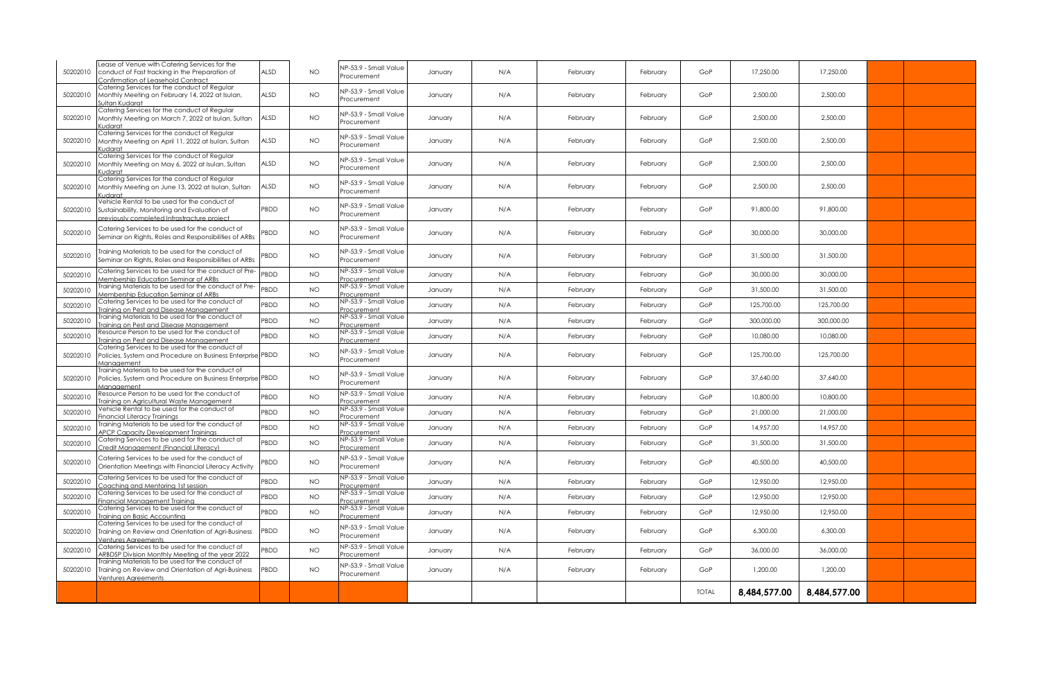| | | | | | | | | | | | | | |
|---|---|---|---|---|---|---|---|---|---|---|---|---|---|
| 50202010 | Lease of Venue with Catering Services for the conduct of Fast tracking in the Preparation of Confirmation of Leasehold Contract | ALSD | NO | NP-53.9 - Small Value Procurement | January | N/A | February | February | GoP | 17,250.00 | 17,250.00 | | |
| 50202010 | Catering Services for the conduct of Regular Monthly Meeting on February 14, 2022 at Isulan, Sultan Kudarat | ALSD | NO | NP-53.9 - Small Value Procurement | January | N/A | February | February | GoP | 2,500.00 | 2,500.00 | | |
| 50202010 | Catering Services for the conduct of Regular Monthly Meeting on March 7, 2022 at Isulan, Sultan Kudarat | ALSD | NO | NP-53.9 - Small Value Procurement | January | N/A | February | February | GoP | 2,500.00 | 2,500.00 | | |
| 50202010 | Catering Services for the conduct of Regular Monthly Meeting on April 11, 2022 at Isulan, Sultan Kudarat | ALSD | NO | NP-53.9 - Small Value Procurement | January | N/A | February | February | GoP | 2,500.00 | 2,500.00 | | |
| 50202010 | Catering Services for the conduct of Regular Monthly Meeting on May 6, 2022 at Isulan, Sultan Kudarat | ALSD | NO | NP-53.9 - Small Value Procurement | January | N/A | February | February | GoP | 2,500.00 | 2,500.00 | | |
| 50202010 | Catering Services for the conduct of Regular Monthly Meeting on June 13, 2022 at Isulan, Sultan Kudarat | ALSD | NO | NP-53.9 - Small Value Procurement | January | N/A | February | February | GoP | 2,500.00 | 2,500.00 | | |
| 50202010 | Vehicle Rental to be used for the conduct of Sustainability, Monitoring and Evaluation of previously completed Infrastracture project | PBDD | NO | NP-53.9 - Small Value Procurement | January | N/A | February | February | GoP | 91,800.00 | 91,800.00 | | |
| 50202010 | Catering Services to be used for the conduct of Seminar on Rights, Roles and Responsibilities of ARBs | PBDD | NO | NP-53.9 - Small Value Procurement | January | N/A | February | February | GoP | 30,000.00 | 30,000.00 | | |
| 50202010 | Training Materials to be used for the conduct of Seminar on Rights, Roles and Responsibilities of ARBs | PBDD | NO | NP-53.9 - Small Value Procurement | January | N/A | February | February | GoP | 31,500.00 | 31,500.00 | | |
| 50202010 | Catering Services to be used for the conduct of Pre-Membership Education Seminar of ARBs | PBDD | NO | NP-53.9 - Small Value Procurement | January | N/A | February | February | GoP | 30,000.00 | 30,000.00 | | |
| 50202010 | Training Materials to be used for the conduct of Pre-Membership Education Seminar of ARBs | PBDD | NO | NP-53.9 - Small Value Procurement | January | N/A | February | February | GoP | 31,500.00 | 31,500.00 | | |
| 50202010 | Catering Services to be used for the conduct of Training on Pest and Disease Management | PBDD | NO | NP-53.9 - Small Value Procurement | January | N/A | February | February | GoP | 125,700.00 | 125,700.00 | | |
| 50202010 | Training Materials to be used for the conduct of Training on Pest and Disease Management | PBDD | NO | NP-53.9 - Small Value Procurement | January | N/A | February | February | GoP | 300,000.00 | 300,000.00 | | |
| 50202010 | Resource Person to be used for the conduct of Training on Pest and Disease Management | PBDD | NO | NP-53.9 - Small Value Procurement | January | N/A | February | February | GoP | 10,080.00 | 10,080.00 | | |
| 50202010 | Catering Services to be used for the conduct of Policies, System and Procedure on Business Enterprise Management | PBDD | NO | NP-53.9 - Small Value Procurement | January | N/A | February | February | GoP | 125,700.00 | 125,700.00 | | |
| 50202010 | Training Materials to be used for the conduct of Policies, System and Procedure on Business Enterprise Management | PBDD | NO | NP-53.9 - Small Value Procurement | January | N/A | February | February | GoP | 37,640.00 | 37,640.00 | | |
| 50202010 | Resource Person to be used for the conduct of Training on Agricultural Waste Management | PBDD | NO | NP-53.9 - Small Value Procurement | January | N/A | February | February | GoP | 10,800.00 | 10,800.00 | | |
| 50202010 | Vehicle Rental to be used for the conduct of Financial Literacy Trainings | PBDD | NO | NP-53.9 - Small Value Procurement | January | N/A | February | February | GoP | 21,000.00 | 21,000.00 | | |
| 50202010 | Training Materials to be used for the conduct of APCP Capacity Development Trainings | PBDD | NO | NP-53.9 - Small Value Procurement | January | N/A | February | February | GoP | 14,957.00 | 14,957.00 | | |
| 50202010 | Catering Services to be used for the conduct of Credit Management (Financial Literacy) | PBDD | NO | NP-53.9 - Small Value Procurement | January | N/A | February | February | GoP | 31,500.00 | 31,500.00 | | |
| 50202010 | Catering Services to be used for the conduct of Orientation Meetings with Financial Literacy Activity | PBDD | NO | NP-53.9 - Small Value Procurement | January | N/A | February | February | GoP | 40,500.00 | 40,500.00 | | |
| 50202010 | Catering Services to be used for the conduct of Coaching and Mentoring 1st session | PBDD | NO | NP-53.9 - Small Value Procurement | January | N/A | February | February | GoP | 12,950.00 | 12,950.00 | | |
| 50202010 | Catering Services to be used for the conduct of Financial Management Training | PBDD | NO | NP-53.9 - Small Value Procurement | January | N/A | February | February | GoP | 12,950.00 | 12,950.00 | | |
| 50202010 | Catering Services to be used for the conduct of Training on Basic Accounting | PBDD | NO | NP-53.9 - Small Value Procurement | January | N/A | February | February | GoP | 12,950.00 | 12,950.00 | | |
| 50202010 | Catering Services to be used for the conduct of Training on Review and Orientation of Agri-Business Ventures Agreements | PBDD | NO | NP-53.9 - Small Value Procurement | January | N/A | February | February | GoP | 6,300.00 | 6,300.00 | | |
| 50202010 | Catering Services to be used for the conduct of ARBDSP Division Monthly Meeting of the year 2022 | PBDD | NO | NP-53.9 - Small Value Procurement | January | N/A | February | February | GoP | 36,000.00 | 36,000.00 | | |
| 50202010 | Training Materials to be used for the conduct of Training on Review and Orientation of Agri-Business Ventures Agreements | PBDD | NO | NP-53.9 - Small Value Procurement | January | N/A | February | February | GoP | 1,200.00 | 1,200.00 | | |
| | | | | | | | | | TOTAL | **8,484,577.00** | **8,484,577.00** | | |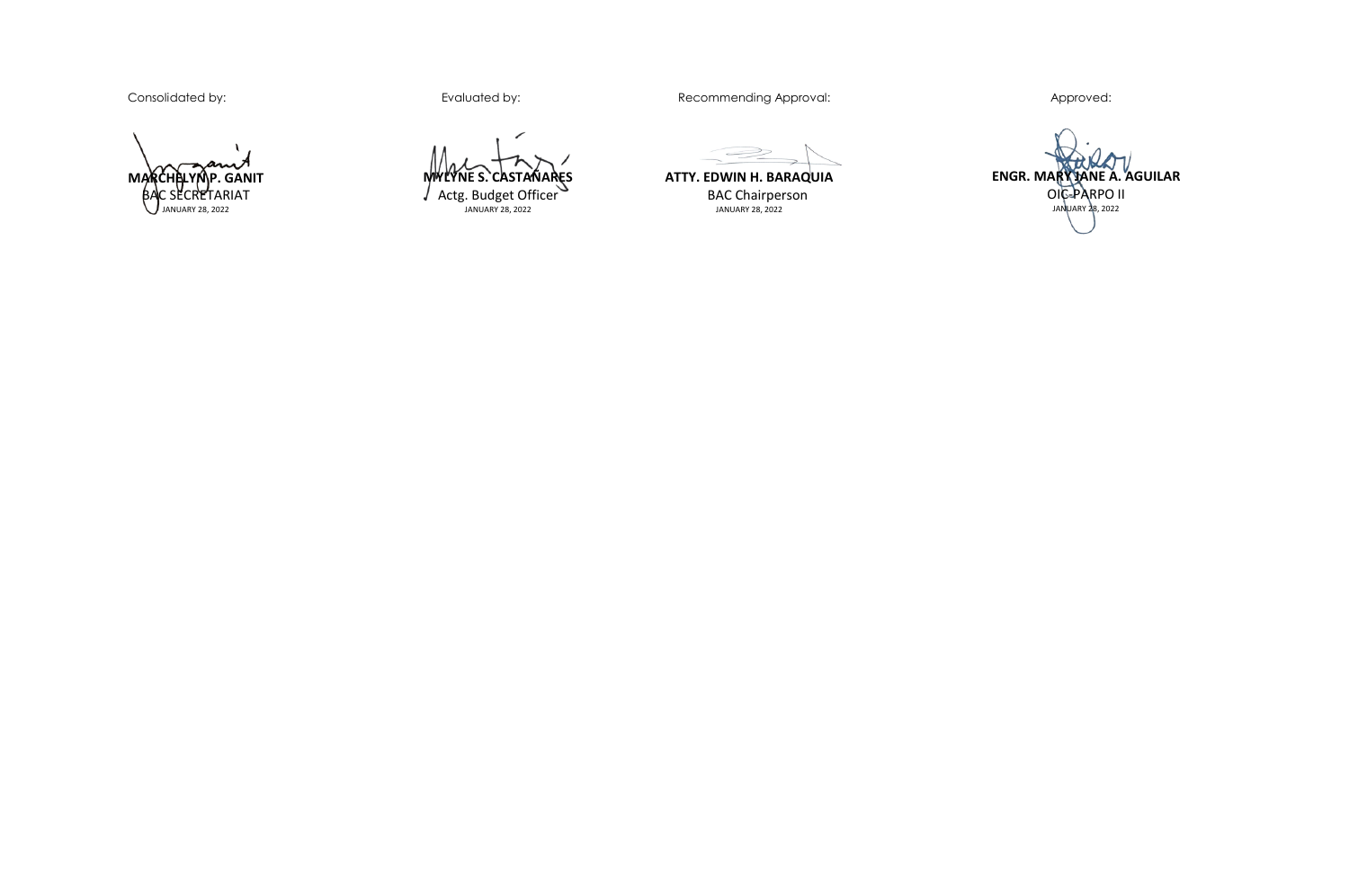| Consolidated by: | Evaluated by: | Recommending Approval: | Approved: |
| --- | --- | --- | --- |
| **MARCHELYN P. GANIT** | **MYLYNE S. CASTAÑARES** | **ATTY. EDWIN H. BARAQUIA** | **ENGR. MARY JANE A. AGUILAR** |
| BAC SECRETARIAT | Actg. Budget Officer | BAC Chairperson | OIC-PARPO II |
| JANUARY 28, 2022 | JANUARY 28, 2022 | JANUARY 28, 2022 | JANUARY 28, 2022 |